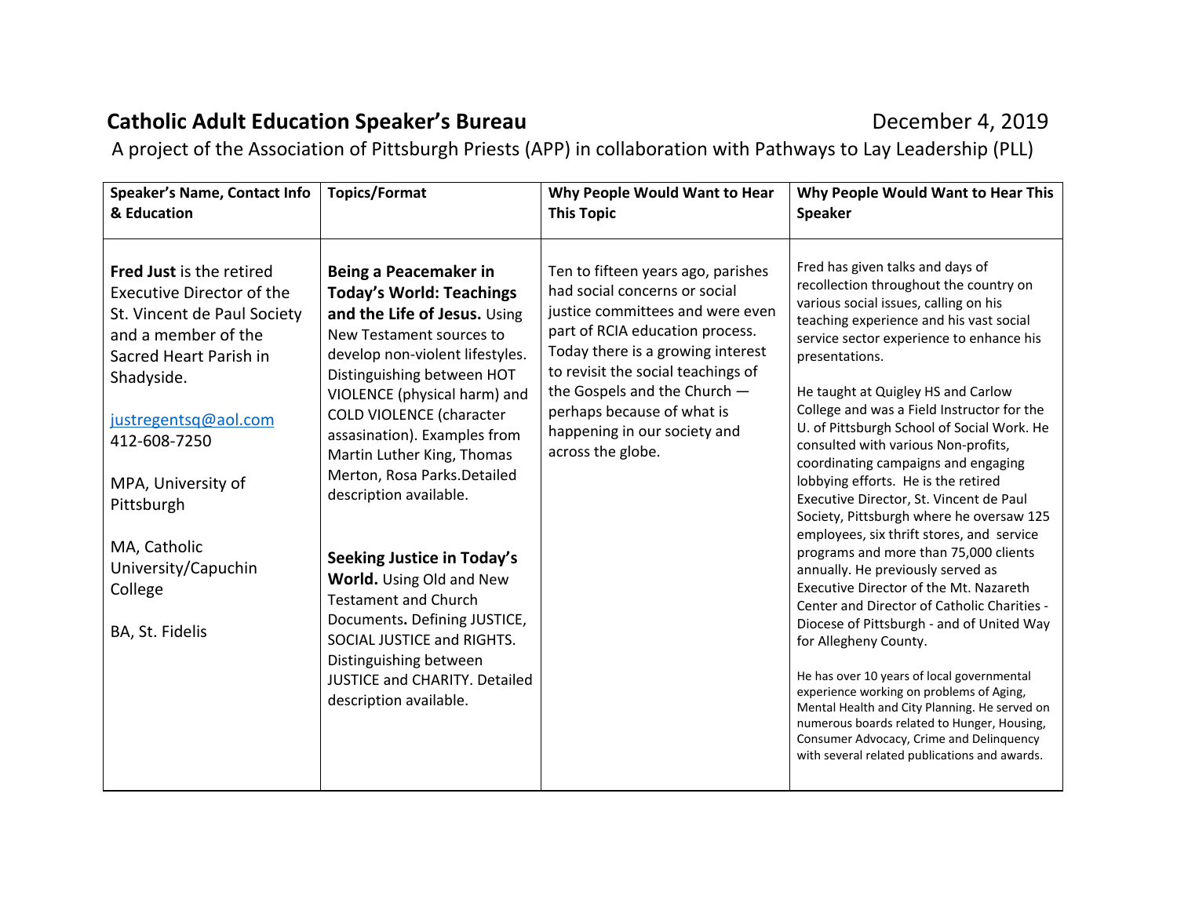**Catholic Adult Education Speaker's Bureau** December 4, 2019

A project of the Association of Pittsburgh Priests (APP) in collaboration with Pathways to Lay Leadership (PLL)

| Speaker's Name, Contact Info & Education | Topics/Format | Why People Would Want to Hear This Topic | Why People Would Want to Hear This Speaker |
|---|---|---|---|
| **Fred Just** is the retired Executive Director of the St. Vincent de Paul Society and a member of the Sacred Heart Parish in Shadyside.<br><br>justregentsq@aol.com<br>412-608-7250<br><br>MPA, University of Pittsburgh<br><br>MA, Catholic University/Capuchin College<br><br>BA, St. Fidelis | **Being a Peacemaker in Today's World: Teachings and the Life of Jesus.** Using New Testament sources to develop non-violent lifestyles. Distinguishing between HOT VIOLENCE (physical harm) and COLD VIOLENCE (character assasination). Examples from Martin Luther King, Thomas Merton, Rosa Parks.Detailed description available.<br><br>**Seeking Justice in Today's World.** Using Old and New Testament and Church Documents**.** Defining JUSTICE, SOCIAL JUSTICE and RIGHTS. Distinguishing between JUSTICE and CHARITY. Detailed description available. | Ten to fifteen years ago, parishes had social concerns or social justice committees and were even part of RCIA education process. Today there is a growing interest to revisit the social teachings of the Gospels and the Church — perhaps because of what is happening in our society and across the globe. | Fred has given talks and days of recollection throughout the country on various social issues, calling on his teaching experience and his vast social service sector experience to enhance his presentations.<br><br>He taught at Quigley HS and Carlow College and was a Field Instructor for the U. of Pittsburgh School of Social Work. He consulted with various Non-profits, coordinating campaigns and engaging lobbying efforts. He is the retired Executive Director, St. Vincent de Paul Society, Pittsburgh where he oversaw 125 employees, six thrift stores, and service programs and more than 75,000 clients annually. He previously served as Executive Director of the Mt. Nazareth Center and Director of Catholic Charities - Diocese of Pittsburgh - and of United Way for Allegheny County.<br><br>He has over 10 years of local governmental experience working on problems of Aging, Mental Health and City Planning. He served on numerous boards related to Hunger, Housing, Consumer Advocacy, Crime and Delinquency with several related publications and awards. |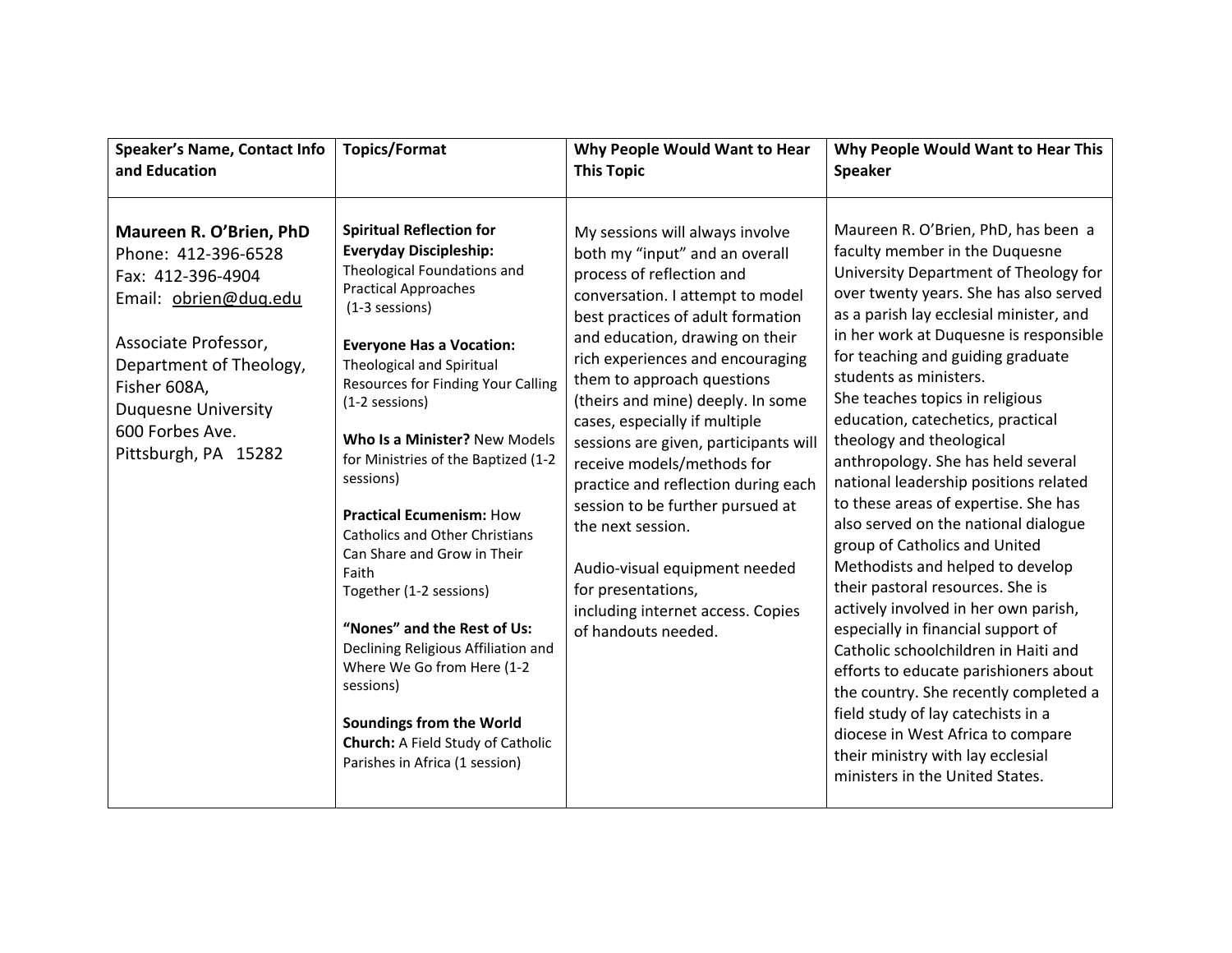| Speaker's Name, Contact Info and Education | Topics/Format | Why People Would Want to Hear This Topic | Why People Would Want to Hear This Speaker |
|---|---|---|---|
| **Maureen R. O'Brien, PhD**<br>Phone: 412-396-6528<br>Fax: 412-396-4904<br>Email: obrien@duq.edu<br><br>Associate Professor, Department of Theology, Fisher 608A, Duquesne University<br>600 Forbes Ave.<br>Pittsburgh, PA 15282 | **Spiritual Reflection for Everyday Discipleship:** Theological Foundations and Practical Approaches (1-3 sessions)<br><br>**Everyone Has a Vocation:** Theological and Spiritual Resources for Finding Your Calling (1-2 sessions)<br><br>**Who Is a Minister?** New Models for Ministries of the Baptized (1-2 sessions)<br><br>**Practical Ecumenism:** How Catholics and Other Christians Can Share and Grow in Their Faith Together (1-2 sessions)<br><br>**"Nones" and the Rest of Us:** Declining Religious Affiliation and Where We Go from Here (1-2 sessions)<br><br>**Soundings from the World Church:** A Field Study of Catholic Parishes in Africa (1 session) | My sessions will always involve both my "input" and an overall process of reflection and conversation. I attempt to model best practices of adult formation and education, drawing on their rich experiences and encouraging them to approach questions (theirs and mine) deeply. In some cases, especially if multiple sessions are given, participants will receive models/methods for practice and reflection during each session to be further pursued at the next session.<br><br>Audio-visual equipment needed for presentations, including internet access. Copies of handouts needed. | Maureen R. O'Brien, PhD, has been a faculty member in the Duquesne University Department of Theology for over twenty years. She has also served as a parish lay ecclesial minister, and in her work at Duquesne is responsible for teaching and guiding graduate students as ministers.<br>She teaches topics in religious education, catechetics, practical theology and theological anthropology. She has held several national leadership positions related to these areas of expertise. She has also served on the national dialogue group of Catholics and United Methodists and helped to develop their pastoral resources. She is actively involved in her own parish, especially in financial support of Catholic schoolchildren in Haiti and efforts to educate parishioners about the country. She recently completed a field study of lay catechists in a diocese in West Africa to compare their ministry with lay ecclesial ministers in the United States. |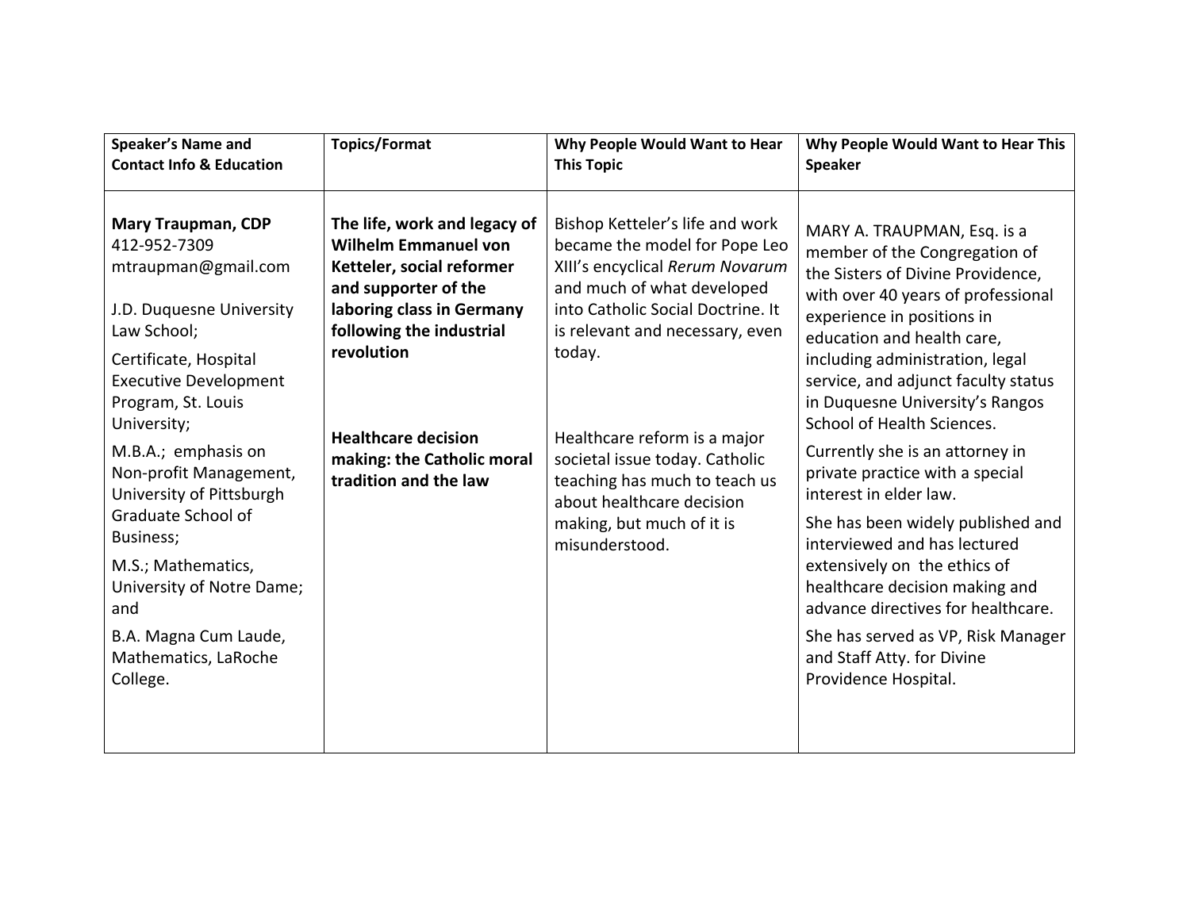| Speaker's Name and Contact Info & Education | Topics/Format | Why People Would Want to Hear This Topic | Why People Would Want to Hear This Speaker |
|---|---|---|---|
| **Mary Traupman, CDP**<br>412-952-7309<br>mtraupman@gmail.com<br><br>J.D. Duquesne University Law School;<br>Certificate, Hospital Executive Development Program, St. Louis University;<br>M.B.A.; emphasis on Non-profit Management, University of Pittsburgh Graduate School of Business;<br>M.S.; Mathematics, University of Notre Dame; and<br>B.A. Magna Cum Laude, Mathematics, LaRoche College. | **The life, work and legacy of Wilhelm Emmanuel von Ketteler, social reformer and supporter of the laboring class in Germany following the industrial revolution**<br><br>**Healthcare decision making: the Catholic moral tradition and the law** | Bishop Ketteler's life and work became the model for Pope Leo XIII's encyclical *Rerum Novarum* and much of what developed into Catholic Social Doctrine. It is relevant and necessary, even today.<br><br>Healthcare reform is a major societal issue today. Catholic teaching has much to teach us about healthcare decision making, but much of it is misunderstood. | MARY A. TRAUPMAN, Esq. is a member of the Congregation of the Sisters of Divine Providence, with over 40 years of professional experience in positions in education and health care, including administration, legal service, and adjunct faculty status in Duquesne University's Rangos School of Health Sciences.<br>Currently she is an attorney in private practice with a special interest in elder law.<br>She has been widely published and interviewed and has lectured extensively on the ethics of healthcare decision making and advance directives for healthcare.<br>She has served as VP, Risk Manager and Staff Atty. for Divine Providence Hospital. |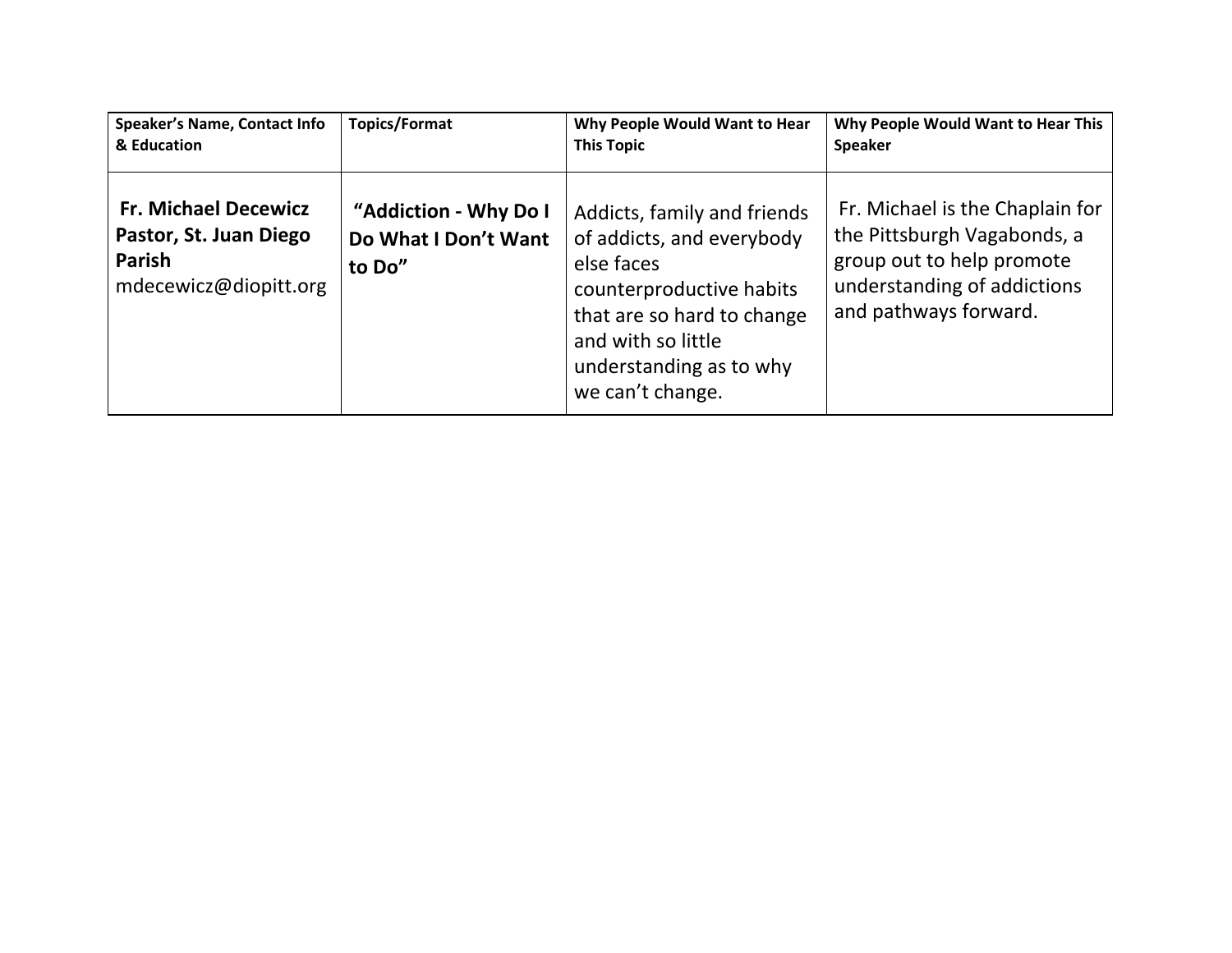| Speaker's Name, Contact Info & Education | Topics/Format | Why People Would Want to Hear This Topic | Why People Would Want to Hear This Speaker |
|---|---|---|---|
| **Fr. Michael Decewicz Pastor, St. Juan Diego Parish** mdecewicz@diopitt.org | **"Addiction - Why Do I Do What I Don't Want to Do"** | Addicts, family and friends of addicts, and everybody else faces counterproductive habits that are so hard to change and with so little understanding as to why we can't change. | Fr. Michael is the Chaplain for the Pittsburgh Vagabonds, a group out to help promote understanding of addictions and pathways forward. |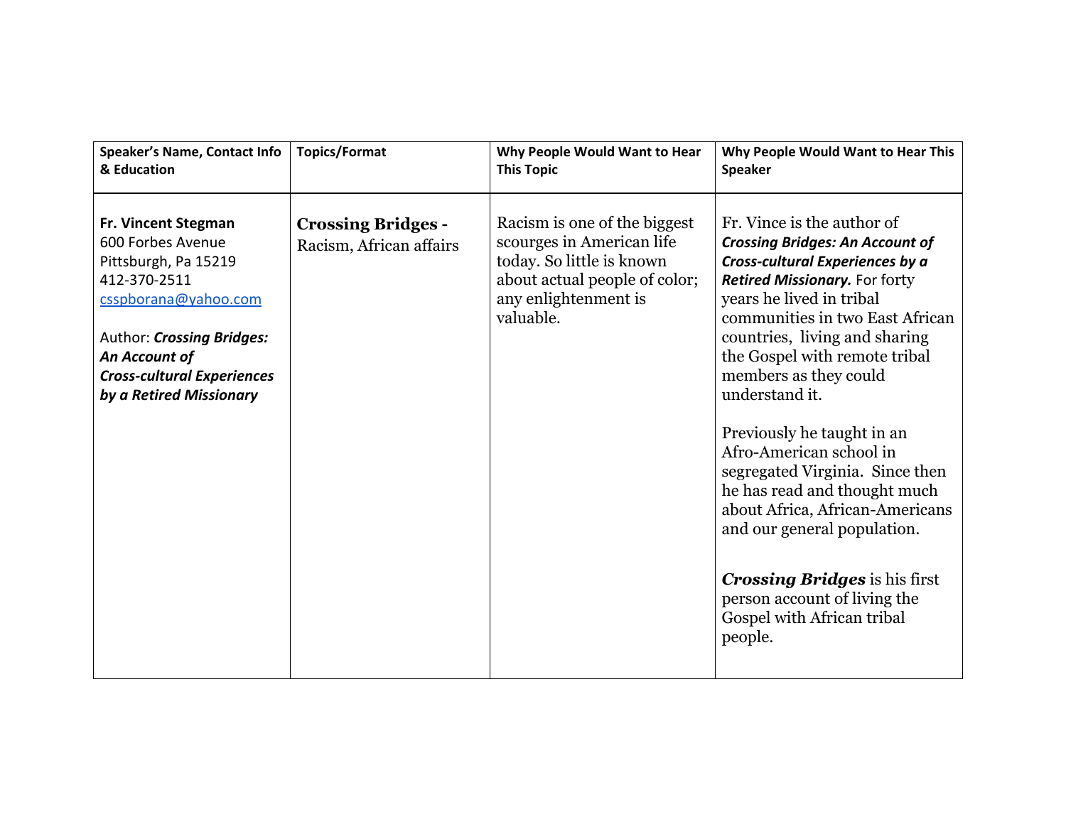| Speaker's Name, Contact Info & Education | Topics/Format | Why People Would Want to Hear This Topic | Why People Would Want to Hear This Speaker |
|---|---|---|---|
| **Fr. Vincent Stegman**<br>600 Forbes Avenue<br>Pittsburgh, Pa 15219<br>412-370-2511<br>csspborana@yahoo.com<br><br>Author: ***Crossing Bridges: An Account of Cross-cultural Experiences by a Retired Missionary*** | **Crossing Bridges -**<br>Racism, African affairs | Racism is one of the biggest scourges in American life today. So little is known about actual people of color; any enlightenment is valuable. | Fr. Vince is the author of ***Crossing Bridges: An Account of Cross-cultural Experiences by a Retired Missionary.*** For forty years he lived in tribal communities in two East African countries, living and sharing the Gospel with remote tribal members as they could understand it.<br><br>Previously he taught in an Afro-American school in segregated Virginia. Since then he has read and thought much about Africa, African-Americans and our general population.<br><br>***Crossing Bridges*** is his first person account of living the Gospel with African tribal people. |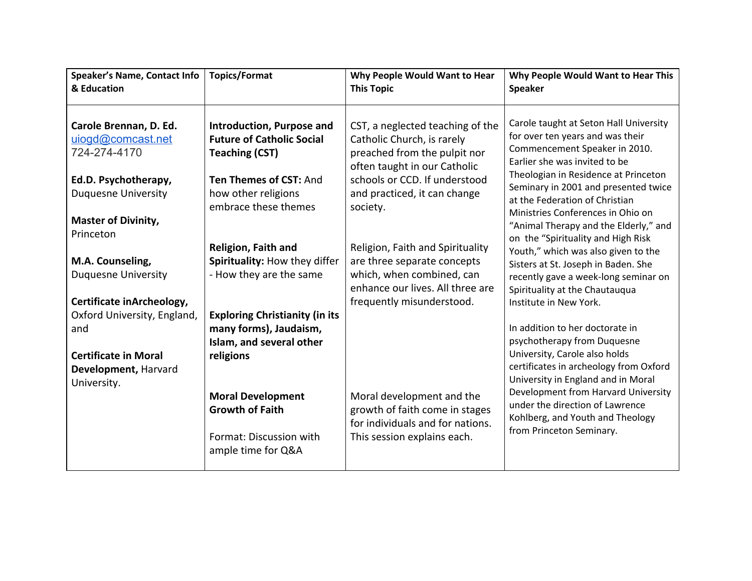| Speaker's Name, Contact Info & Education | Topics/Format | Why People Would Want to Hear This Topic | Why People Would Want to Hear This Speaker |
|---|---|---|---|
| **Carole Brennan, D. Ed.**<br>uiogd@comcast.net<br>724-274-4170<br><br>**Ed.D. Psychotherapy,** Duquesne University<br><br>**Master of Divinity,** Princeton<br><br>**M.A. Counseling,** Duquesne University<br><br>**Certificate inArcheology,** Oxford University, England, and<br><br>**Certificate in Moral Development,** Harvard University. | **Introduction, Purpose and Future of Catholic Social Teaching (CST)**<br><br>**Ten Themes of CST:** And how other religions embrace these themes<br><br>**Religion, Faith and Spirituality:** How they differ - How they are the same<br><br>**Exploring Christianity (in its many forms), Jaudaism, Islam, and several other religions**<br><br>**Moral Development Growth of Faith**<br><br>Format: Discussion with ample time for Q&A | CST, a neglected teaching of the Catholic Church, is rarely preached from the pulpit nor often taught in our Catholic schools or CCD. If understood and practiced, it can change society.<br><br>Religion, Faith and Spirituality are three separate concepts which, when combined, can enhance our lives. All three are frequently misunderstood.<br><br>Moral development and the growth of faith come in stages for individuals and for nations. This session explains each. | Carole taught at Seton Hall University for over ten years and was their Commencement Speaker in 2010. Earlier she was invited to be Theologian in Residence at Princeton Seminary in 2001 and presented twice at the Federation of Christian Ministries Conferences in Ohio on "Animal Therapy and the Elderly," and on the "Spirituality and High Risk Youth," which was also given to the Sisters at St. Joseph in Baden. She recently gave a week-long seminar on Spirituality at the Chautauqua Institute in New York.<br><br>In addition to her doctorate in psychotherapy from Duquesne University, Carole also holds certificates in archeology from Oxford University in England and in Moral Development from Harvard University under the direction of Lawrence Kohlberg, and Youth and Theology from Princeton Seminary. |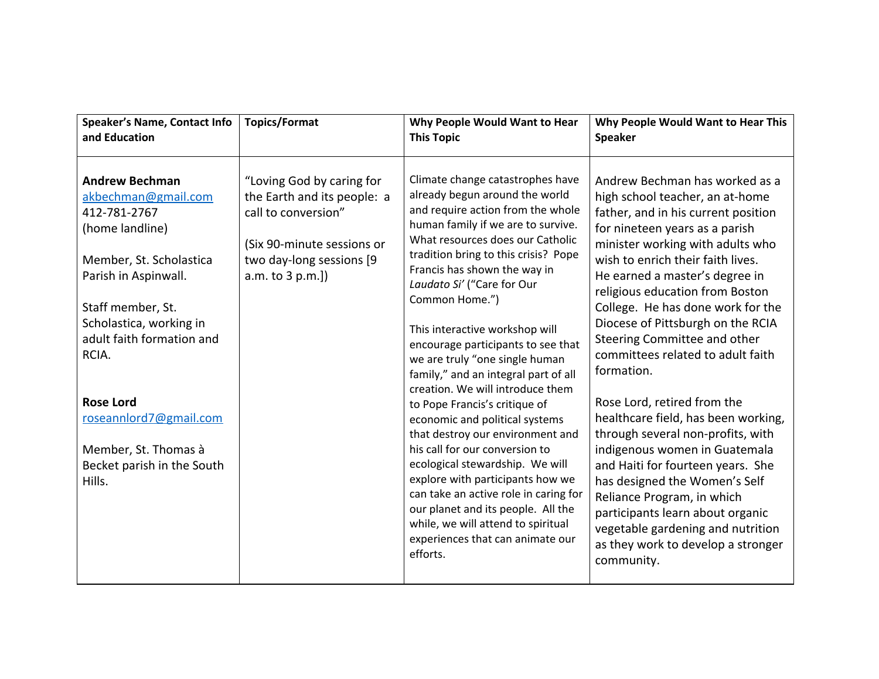| Speaker's Name, Contact Info and Education | Topics/Format | Why People Would Want to Hear This Topic | Why People Would Want to Hear This Speaker |
|---|---|---|---|
| **Andrew Bechman**<br>akbechman@gmail.com<br>412-781-2767<br>(home landline)<br><br>Member, St. Scholastica Parish in Aspinwall.<br><br>Staff member, St. Scholastica, working in adult faith formation and RCIA.<br><br>**Rose Lord**<br>roseannlord7@gmail.com<br><br>Member, St. Thomas à Becket parish in the South Hills. | "Loving God by caring for the Earth and its people: a call to conversion"<br><br>(Six 90-minute sessions or two day-long sessions [9 a.m. to 3 p.m.]) | Climate change catastrophes have already begun around the world and require action from the whole human family if we are to survive. What resources does our Catholic tradition bring to this crisis? Pope Francis has shown the way in *Laudato Si'* ("Care for Our Common Home.")<br><br>This interactive workshop will encourage participants to see that we are truly "one single human family," and an integral part of all creation. We will introduce them to Pope Francis's critique of economic and political systems that destroy our environment and his call for our conversion to ecological stewardship. We will explore with participants how we can take an active role in caring for our planet and its people. All the while, we will attend to spiritual experiences that can animate our efforts. | Andrew Bechman has worked as a high school teacher, an at-home father, and in his current position for nineteen years as a parish minister working with adults who wish to enrich their faith lives. He earned a master's degree in religious education from Boston College. He has done work for the Diocese of Pittsburgh on the RCIA Steering Committee and other committees related to adult faith formation.<br><br>Rose Lord, retired from the healthcare field, has been working, through several non-profits, with indigenous women in Guatemala and Haiti for fourteen years. She has designed the Women's Self Reliance Program, in which participants learn about organic vegetable gardening and nutrition as they work to develop a stronger community. |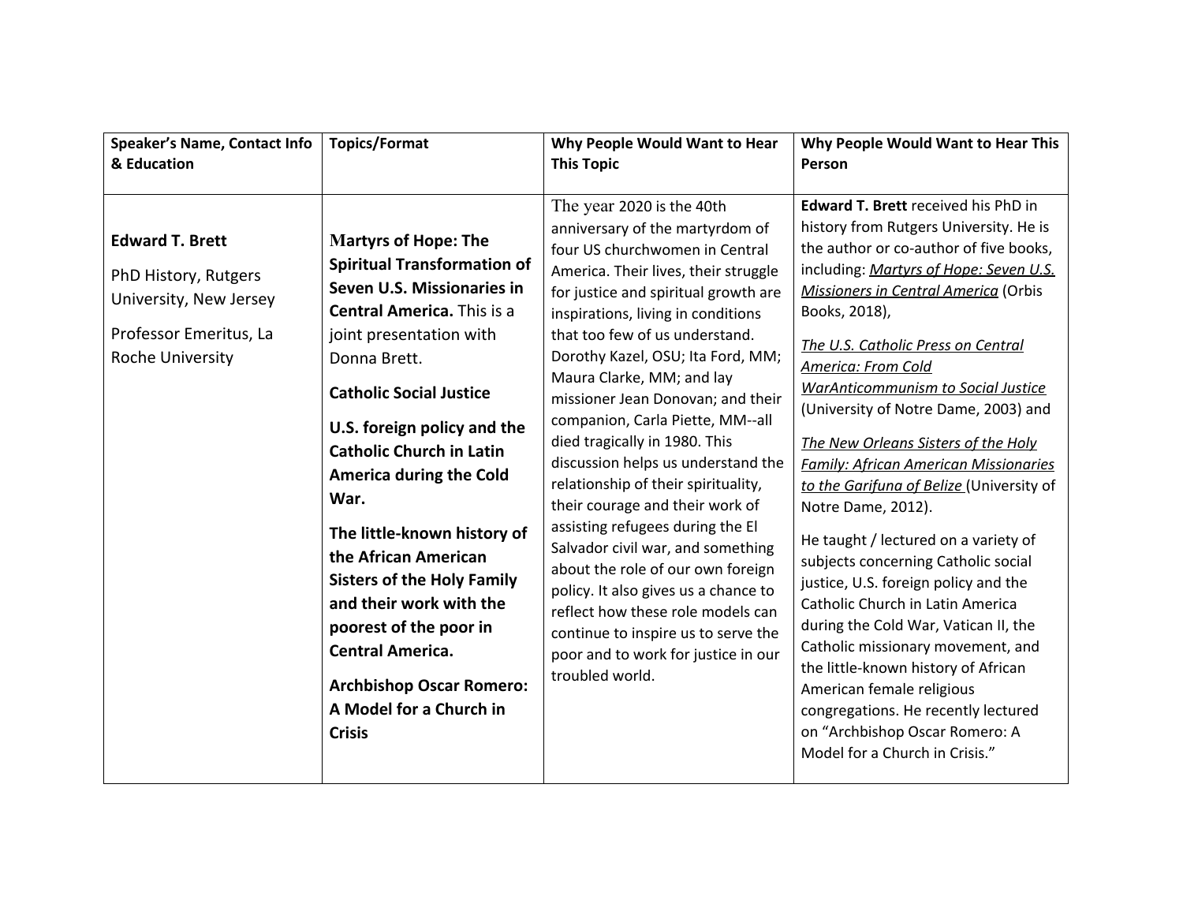| Speaker's Name, Contact Info & Education | Topics/Format | Why People Would Want to Hear This Topic | Why People Would Want to Hear This Person |
|---|---|---|---|
| **Edward T. Brett**<br><br>PhD History, Rutgers University, New Jersey<br><br>Professor Emeritus, La Roche University | **Martyrs of Hope: The Spiritual Transformation of Seven U.S. Missionaries in Central America.** This is a joint presentation with Donna Brett.<br><br>**Catholic Social Justice**<br><br>**U.S. foreign policy and the Catholic Church in Latin America during the Cold War.**<br><br>**The little-known history of the African American Sisters of the Holy Family and their work with the poorest of the poor in Central America.**<br><br>**Archbishop Oscar Romero: A Model for a Church in Crisis** | The year 2020 is the 40th anniversary of the martyrdom of four US churchwomen in Central America. Their lives, their struggle for justice and spiritual growth are inspirations, living in conditions that too few of us understand. Dorothy Kazel, OSU; Ita Ford, MM; Maura Clarke, MM; and lay missioner Jean Donovan; and their companion, Carla Piette, MM--all died tragically in 1980. This discussion helps us understand the relationship of their spirituality, their courage and their work of assisting refugees during the El Salvador civil war, and something about the role of our own foreign policy. It also gives us a chance to reflect how these role models can continue to inspire us to serve the poor and to work for justice in our troubled world. | **Edward T. Brett** received his PhD in history from Rutgers University. He is the author or co-author of five books, including: ***Martyrs of Hope: Seven U.S. Missioners in Central America*** (Orbis Books, 2018),<br><br>*The U.S. Catholic Press on Central America: From Cold WarAnticommunism to Social Justice* (University of Notre Dame, 2003) and<br><br>*The New Orleans Sisters of the Holy Family: African American Missionaries to the Garifuna of Belize* (University of Notre Dame, 2012).<br><br>He taught / lectured on a variety of subjects concerning Catholic social justice, U.S. foreign policy and the Catholic Church in Latin America during the Cold War, Vatican II, the Catholic missionary movement, and the little-known history of African American female religious congregations. He recently lectured on "Archbishop Oscar Romero: A Model for a Church in Crisis." |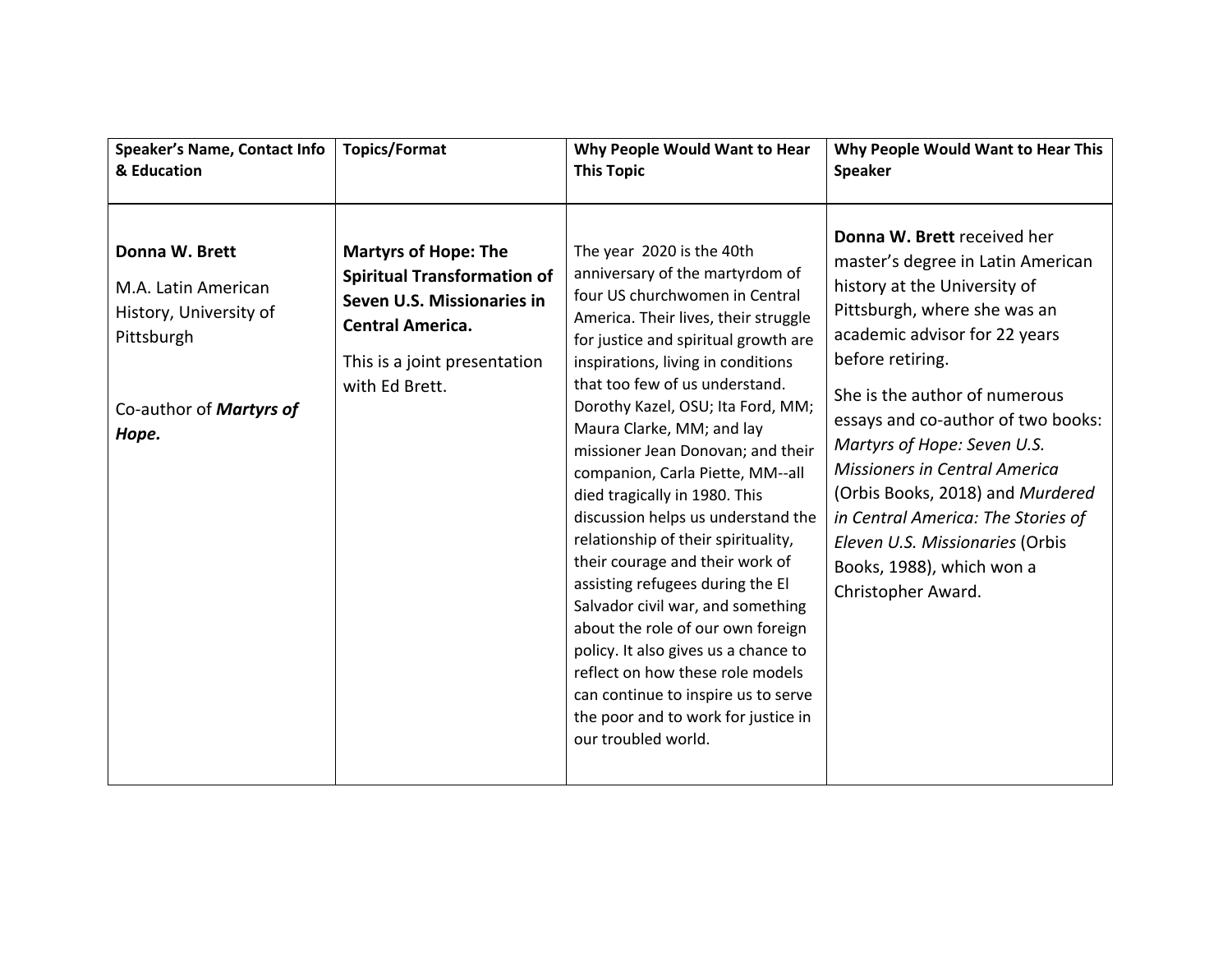| Speaker's Name, Contact Info & Education | Topics/Format | Why People Would Want to Hear This Topic | Why People Would Want to Hear This Speaker |
|---|---|---|---|
| **Donna W. Brett**<br><br>M.A. Latin American History, University of Pittsburgh<br><br>Co-author of ***Martyrs of Hope.*** | **Martyrs of Hope: The Spiritual Transformation of Seven U.S. Missionaries in Central America.**<br><br>This is a joint presentation with Ed Brett. | The year 2020 is the 40th anniversary of the martyrdom of four US churchwomen in Central America. Their lives, their struggle for justice and spiritual growth are inspirations, living in conditions that too few of us understand. Dorothy Kazel, OSU; Ita Ford, MM; Maura Clarke, MM; and lay missioner Jean Donovan; and their companion, Carla Piette, MM--all died tragically in 1980. This discussion helps us understand the relationship of their spirituality, their courage and their work of assisting refugees during the El Salvador civil war, and something about the role of our own foreign policy. It also gives us a chance to reflect on how these role models can continue to inspire us to serve the poor and to work for justice in our troubled world. | **Donna W. Brett** received her master's degree in Latin American history at the University of Pittsburgh, where she was an academic advisor for 22 years before retiring.<br><br>She is the author of numerous essays and co-author of two books: *Martyrs of Hope: Seven U.S. Missioners in Central America* (Orbis Books, 2018) and *Murdered in Central America: The Stories of Eleven U.S. Missionaries* (Orbis Books, 1988), which won a Christopher Award. |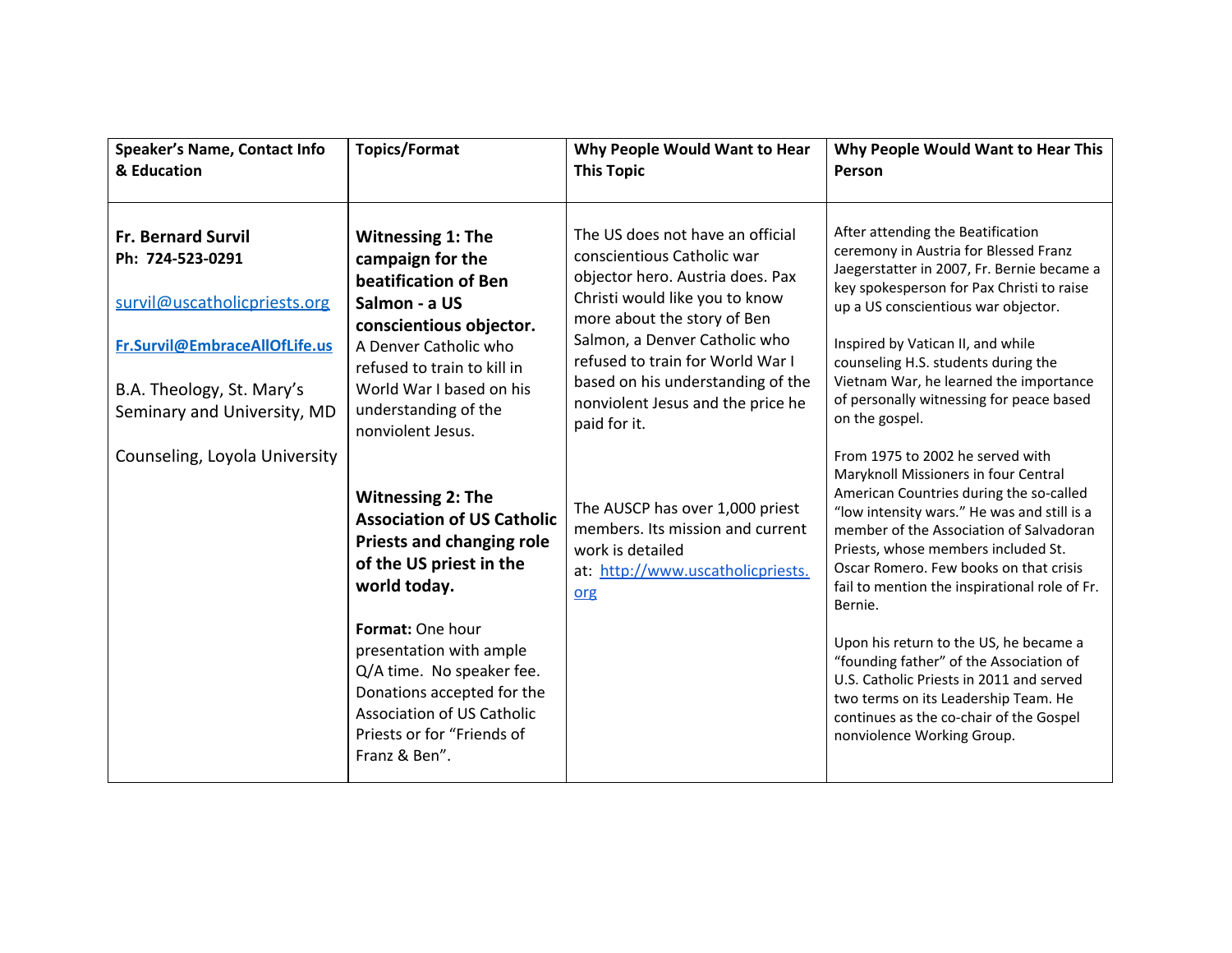| Speaker's Name, Contact Info & Education | Topics/Format | Why People Would Want to Hear This Topic | Why People Would Want to Hear This Person |
|---|---|---|---|
| **Fr. Bernard Survil**<br>**Ph: 724-523-0291**<br><br>survil@uscatholicpriests.org<br><br>**Fr.Survil@EmbraceAllOfLife.us**<br><br>B.A. Theology, St. Mary's Seminary and University, MD<br><br>Counseling, Loyola University | **Witnessing 1: The campaign for the beatification of Ben Salmon - a US conscientious objector.** A Denver Catholic who refused to train to kill in World War I based on his understanding of the nonviolent Jesus.<br><br>**Witnessing 2: The Association of US Catholic Priests and changing role of the US priest in the world today.**<br><br>**Format:** One hour presentation with ample Q/A time. No speaker fee. Donations accepted for the Association of US Catholic Priests or for "Friends of Franz & Ben". | The US does not have an official conscientious Catholic war objector hero. Austria does. Pax Christi would like you to know more about the story of Ben Salmon, a Denver Catholic who refused to train for World War I based on his understanding of the nonviolent Jesus and the price he paid for it.<br><br>The AUSCP has over 1,000 priest members. Its mission and current work is detailed at: http://www.uscatholicpriests.org | After attending the Beatification ceremony in Austria for Blessed Franz Jaegerstatter in 2007, Fr. Bernie became a key spokesperson for Pax Christi to raise up a US conscientious war objector.<br><br>Inspired by Vatican II, and while counseling H.S. students during the Vietnam War, he learned the importance of personally witnessing for peace based on the gospel.<br><br>From 1975 to 2002 he served with Maryknoll Missioners in four Central American Countries during the so-called "low intensity wars." He was and still is a member of the Association of Salvadoran Priests, whose members included St. Oscar Romero. Few books on that crisis fail to mention the inspirational role of Fr. Bernie.<br><br>Upon his return to the US, he became a "founding father" of the Association of U.S. Catholic Priests in 2011 and served two terms on its Leadership Team. He continues as the co-chair of the Gospel nonviolence Working Group. |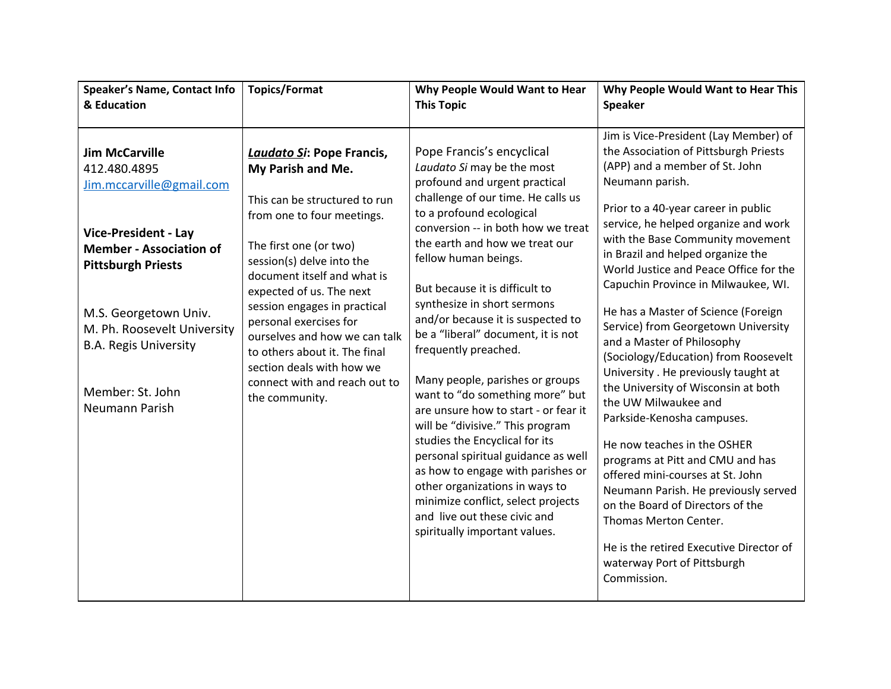| Speaker's Name, Contact Info & Education | Topics/Format | Why People Would Want to Hear This Topic | Why People Would Want to Hear This Speaker |
|---|---|---|---|
| **Jim McCarville**<br>412.480.4895<br>Jim.mccarville@gmail.com<br><br>**Vice-President - Lay Member - Association of Pittsburgh Priests**<br><br>M.S. Georgetown Univ.<br>M. Ph. Roosevelt University<br>B.A. Regis University<br><br>Member: St. John Neumann Parish | ***Laudato Si*: Pope Francis, My Parish and Me.**<br><br>This can be structured to run from one to four meetings.<br><br>The first one (or two) session(s) delve into the document itself and what is expected of us. The next session engages in practical personal exercises for ourselves and how we can talk to others about it. The final section deals with how we connect with and reach out to the community. | Pope Francis's encyclical *Laudato Si* may be the most profound and urgent practical challenge of our time. He calls us to a profound ecological conversion -- in both how we treat the earth and how we treat our fellow human beings.<br><br>But because it is difficult to synthesize in short sermons and/or because it is suspected to be a "liberal" document, it is not frequently preached.<br><br>Many people, parishes or groups want to "do something more" but are unsure how to start - or fear it will be "divisive." This program studies the Encyclical for its personal spiritual guidance as well as how to engage with parishes or other organizations in ways to minimize conflict, select projects and live out these civic and spiritually important values. | Jim is Vice-President (Lay Member) of the Association of Pittsburgh Priests (APP) and a member of St. John Neumann parish.<br><br>Prior to a 40-year career in public service, he helped organize and work with the Base Community movement in Brazil and helped organize the World Justice and Peace Office for the Capuchin Province in Milwaukee, WI.<br><br>He has a Master of Science (Foreign Service) from Georgetown University and a Master of Philosophy (Sociology/Education) from Roosevelt University . He previously taught at the University of Wisconsin at both the UW Milwaukee and Parkside-Kenosha campuses.<br><br>He now teaches in the OSHER programs at Pitt and CMU and has offered mini-courses at St. John Neumann Parish. He previously served on the Board of Directors of the Thomas Merton Center.<br><br>He is the retired Executive Director of waterway Port of Pittsburgh Commission. |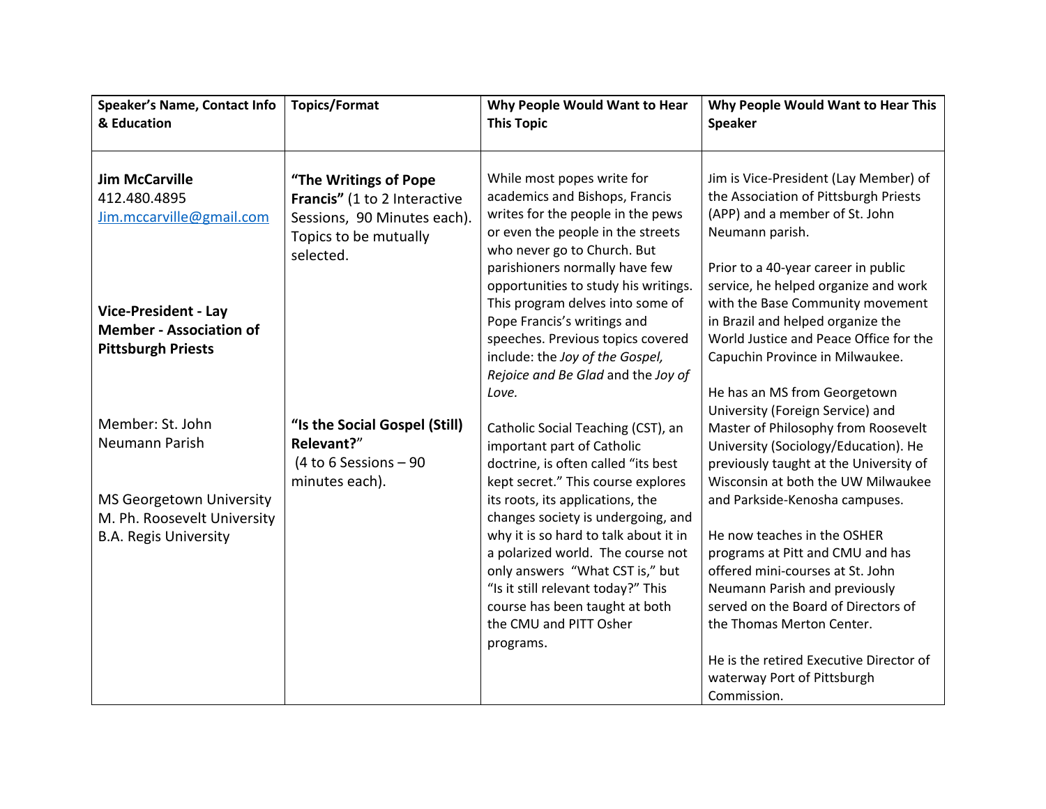| Speaker's Name, Contact Info & Education | Topics/Format | Why People Would Want to Hear This Topic | Why People Would Want to Hear This Speaker |
|---|---|---|---|
| **Jim McCarville**<br>412.480.4895<br>Jim.mccarville@gmail.com<br><br>**Vice-President - Lay Member - Association of Pittsburgh Priests**<br><br>Member: St. John Neumann Parish<br><br>MS Georgetown University<br>M. Ph. Roosevelt University<br>B.A. Regis University | **"The Writings of Pope Francis"** (1 to 2 Interactive Sessions, 90 Minutes each). Topics to be mutually selected.<br><br>**"Is the Social Gospel (Still) Relevant?"** (4 to 6 Sessions – 90 minutes each). | While most popes write for academics and Bishops, Francis writes for the people in the pews or even the people in the streets who never go to Church. But parishioners normally have few opportunities to study his writings. This program delves into some of Pope Francis's writings and speeches. Previous topics covered include: the *Joy of the Gospel, Rejoice and Be Glad* and the *Joy of Love.*<br><br>Catholic Social Teaching (CST), an important part of Catholic doctrine, is often called "its best kept secret." This course explores its roots, its applications, the changes society is undergoing, and why it is so hard to talk about it in a polarized world. The course not only answers "What CST is," but "Is it still relevant today?" This course has been taught at both the CMU and PITT Osher programs. | Jim is Vice-President (Lay Member) of the Association of Pittsburgh Priests (APP) and a member of St. John Neumann parish.<br><br>Prior to a 40-year career in public service, he helped organize and work with the Base Community movement in Brazil and helped organize the World Justice and Peace Office for the Capuchin Province in Milwaukee.<br><br>He has an MS from Georgetown University (Foreign Service) and Master of Philosophy from Roosevelt University (Sociology/Education). He previously taught at the University of Wisconsin at both the UW Milwaukee and Parkside-Kenosha campuses.<br><br>He now teaches in the OSHER programs at Pitt and CMU and has offered mini-courses at St. John Neumann Parish and previously served on the Board of Directors of the Thomas Merton Center.<br><br>He is the retired Executive Director of waterway Port of Pittsburgh Commission. |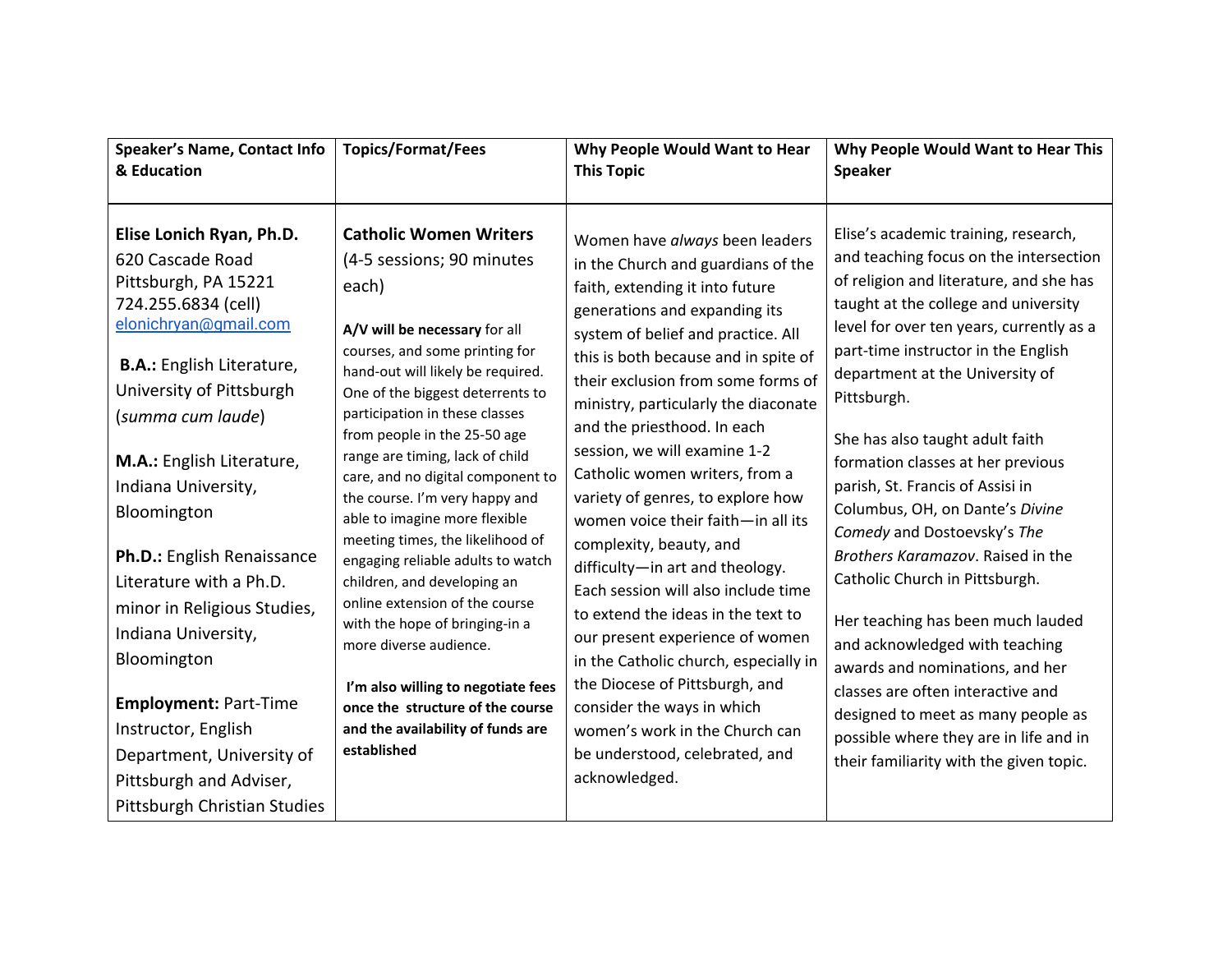| Speaker's Name, Contact Info & Education | Topics/Format/Fees | Why People Would Want to Hear This Topic | Why People Would Want to Hear This Speaker |
|---|---|---|---|
| **Elise Lonich Ryan, Ph.D.**<br>620 Cascade Road<br>Pittsburgh, PA 15221<br>724.255.6834 (cell)<br>elonichryan@gmail.com<br><br>**B.A.:** English Literature, University of Pittsburgh (*summa cum laude*)<br><br>**M.A.:** English Literature, Indiana University, Bloomington<br><br>**Ph.D.:** English Renaissance Literature with a Ph.D. minor in Religious Studies, Indiana University, Bloomington<br><br>**Employment:** Part-Time Instructor, English Department, University of Pittsburgh and Adviser, Pittsburgh Christian Studies | **Catholic Women Writers**<br>(4-5 sessions; 90 minutes each)<br><br>**A/V will be necessary** for all courses, and some printing for hand-out will likely be required. One of the biggest deterrents to participation in these classes from people in the 25-50 age range are timing, lack of child care, and no digital component to the course. I'm very happy and able to imagine more flexible meeting times, the likelihood of engaging reliable adults to watch children, and developing an online extension of the course with the hope of bringing-in a more diverse audience.<br><br>**I'm also willing to negotiate fees once the structure of the course and the availability of funds are established** | Women have *always* been leaders in the Church and guardians of the faith, extending it into future generations and expanding its system of belief and practice. All this is both because and in spite of their exclusion from some forms of ministry, particularly the diaconate and the priesthood. In each session, we will examine 1-2 Catholic women writers, from a variety of genres, to explore how women voice their faith—in all its complexity, beauty, and difficulty—in art and theology. Each session will also include time to extend the ideas in the text to our present experience of women in the Catholic church, especially in the Diocese of Pittsburgh, and consider the ways in which women's work in the Church can be understood, celebrated, and acknowledged. | Elise's academic training, research, and teaching focus on the intersection of religion and literature, and she has taught at the college and university level for over ten years, currently as a part-time instructor in the English department at the University of Pittsburgh.<br><br>She has also taught adult faith formation classes at her previous parish, St. Francis of Assisi in Columbus, OH, on Dante's *Divine Comedy* and Dostoevsky's *The Brothers Karamazov*. Raised in the Catholic Church in Pittsburgh.<br><br>Her teaching has been much lauded and acknowledged with teaching awards and nominations, and her classes are often interactive and designed to meet as many people as possible where they are in life and in their familiarity with the given topic. |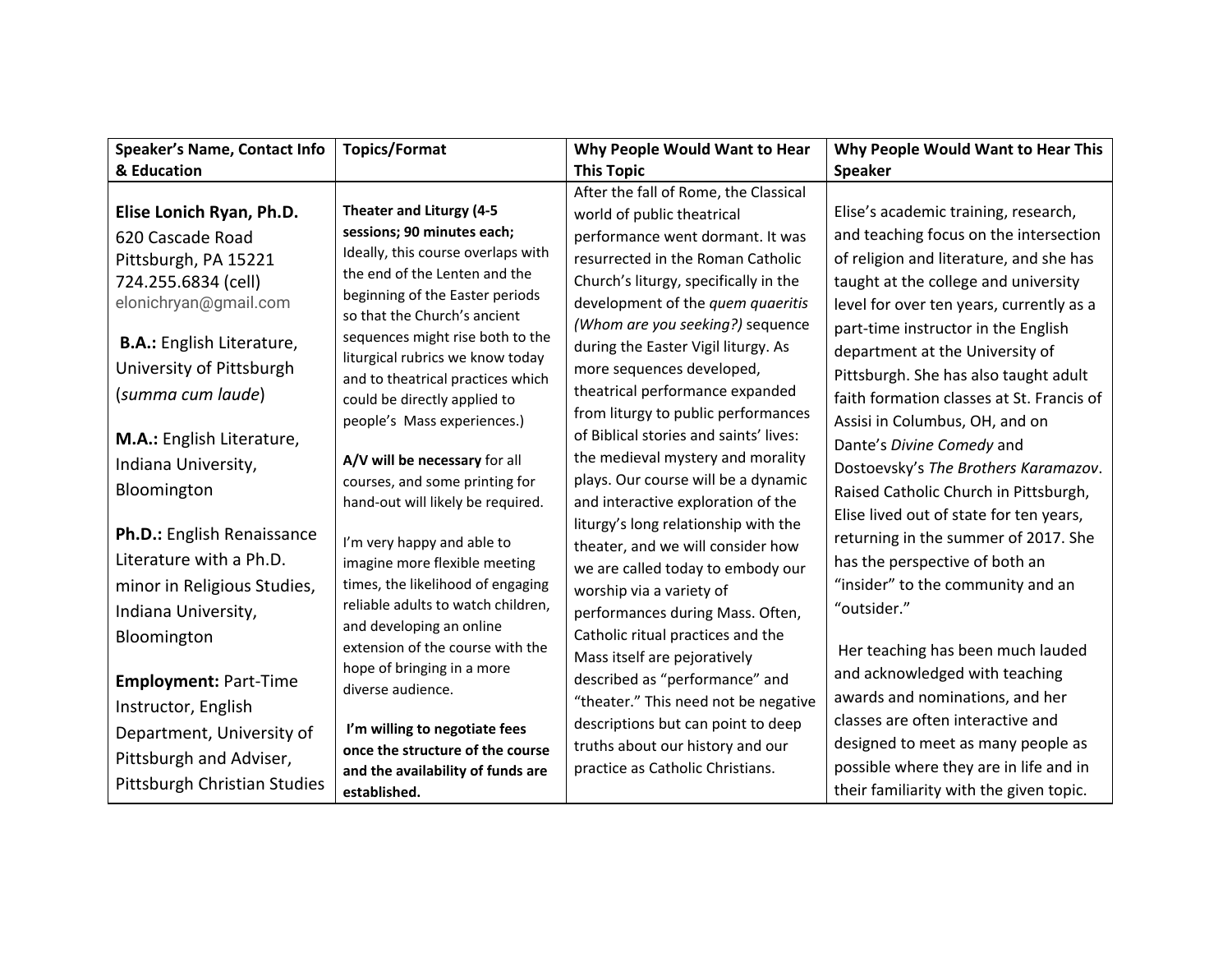| Speaker's Name, Contact Info & Education | Topics/Format | Why People Would Want to Hear This Topic | Why People Would Want to Hear This Speaker |
|---|---|---|---|
| **Elise Lonich Ryan, Ph.D.**<br>620 Cascade Road<br>Pittsburgh, PA 15221<br>724.255.6834 (cell)<br>elonichryan@gmail.com<br><br>**B.A.:** English Literature, University of Pittsburgh (*summa cum laude*)<br><br>**M.A.:** English Literature, Indiana University, Bloomington<br><br>**Ph.D.:** English Renaissance Literature with a Ph.D. minor in Religious Studies, Indiana University, Bloomington<br><br>**Employment:** Part-Time Instructor, English Department, University of Pittsburgh and Adviser, Pittsburgh Christian Studies | **Theater and Liturgy (4-5 sessions; 90 minutes each;** Ideally, this course overlaps with the end of the Lenten and the beginning of the Easter periods so that the Church's ancient sequences might rise both to the liturgical rubrics we know today and to theatrical practices which could be directly applied to people's Mass experiences.)<br><br>**A/V will be necessary** for all courses, and some printing for hand-out will likely be required.<br><br>I'm very happy and able to imagine more flexible meeting times, the likelihood of engaging reliable adults to watch children, and developing an online extension of the course with the hope of bringing in a more diverse audience.<br><br>**I'm willing to negotiate fees once the structure of the course and the availability of funds are established.** | After the fall of Rome, the Classical world of public theatrical performance went dormant. It was resurrected in the Roman Catholic Church's liturgy, specifically in the development of the *quem quaeritis (Whom are you seeking?)* sequence during the Easter Vigil liturgy. As more sequences developed, theatrical performance expanded from liturgy to public performances of Biblical stories and saints' lives: the medieval mystery and morality plays. Our course will be a dynamic and interactive exploration of the liturgy's long relationship with the theater, and we will consider how we are called today to embody our worship via a variety of performances during Mass. Often, Catholic ritual practices and the Mass itself are pejoratively described as "performance" and "theater." This need not be negative descriptions but can point to deep truths about our history and our practice as Catholic Christians. | Elise's academic training, research, and teaching focus on the intersection of religion and literature, and she has taught at the college and university level for over ten years, currently as a part-time instructor in the English department at the University of Pittsburgh. She has also taught adult faith formation classes at St. Francis of Assisi in Columbus, OH, and on Dante's *Divine Comedy* and Dostoevsky's *The Brothers Karamazov*. Raised Catholic Church in Pittsburgh, Elise lived out of state for ten years, returning in the summer of 2017. She has the perspective of both an "insider" to the community and an "outsider."<br><br>Her teaching has been much lauded and acknowledged with teaching awards and nominations, and her classes are often interactive and designed to meet as many people as possible where they are in life and in their familiarity with the given topic. |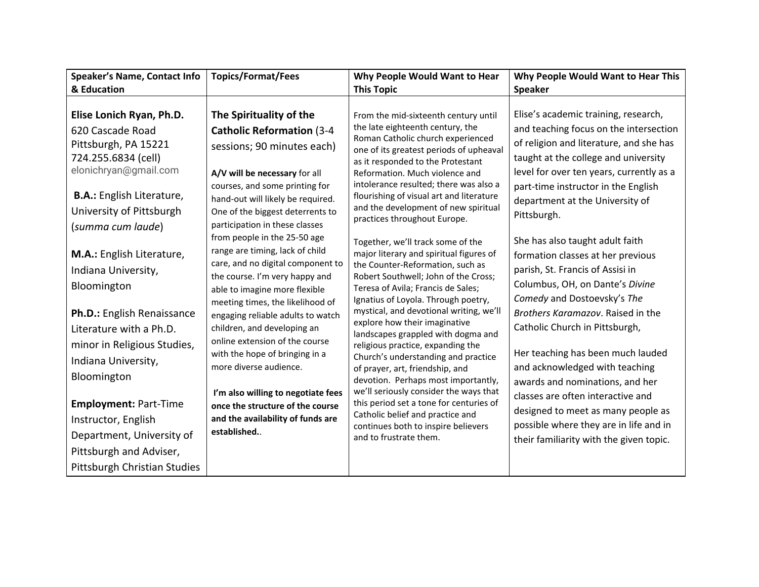| Speaker's Name, Contact Info & Education | Topics/Format/Fees | Why People Would Want to Hear This Topic | Why People Would Want to Hear This Speaker |
|---|---|---|---|
| **Elise Lonich Ryan, Ph.D.**<br>620 Cascade Road<br>Pittsburgh, PA 15221<br>724.255.6834 (cell)<br>elonichryan@gmail.com<br><br>**B.A.:** English Literature, University of Pittsburgh (*summa cum laude*)<br><br>**M.A.:** English Literature, Indiana University, Bloomington<br><br>**Ph.D.:** English Renaissance Literature with a Ph.D. minor in Religious Studies, Indiana University, Bloomington<br><br>**Employment:** Part-Time Instructor, English Department, University of Pittsburgh and Adviser, Pittsburgh Christian Studies | **The Spirituality of the Catholic Reformation** (3-4 sessions; 90 minutes each)<br><br>**A/V will be necessary** for all courses, and some printing for hand-out will likely be required. One of the biggest deterrents to participation in these classes from people in the 25-50 age range are timing, lack of child care, and no digital component to the course. I'm very happy and able to imagine more flexible meeting times, the likelihood of engaging reliable adults to watch children, and developing an online extension of the course with the hope of bringing in a more diverse audience.<br><br>**I'm also willing to negotiate fees once the structure of the course and the availability of funds are established.**. | From the mid-sixteenth century until the late eighteenth century, the Roman Catholic church experienced one of its greatest periods of upheaval as it responded to the Protestant Reformation. Much violence and intolerance resulted; there was also a flourishing of visual art and literature and the development of new spiritual practices throughout Europe.<br><br>Together, we'll track some of the major literary and spiritual figures of the Counter-Reformation, such as Robert Southwell; John of the Cross; Teresa of Avila; Francis de Sales; Ignatius of Loyola. Through poetry, mystical, and devotional writing, we'll explore how their imaginative landscapes grappled with dogma and religious practice, expanding the Church's understanding and practice of prayer, art, friendship, and devotion. Perhaps most importantly, we'll seriously consider the ways that this period set a tone for centuries of Catholic belief and practice and continues both to inspire believers and to frustrate them. | Elise's academic training, research, and teaching focus on the intersection of religion and literature, and she has taught at the college and university level for over ten years, currently as a part-time instructor in the English department at the University of Pittsburgh.<br><br>She has also taught adult faith formation classes at her previous parish, St. Francis of Assisi in Columbus, OH, on Dante's *Divine Comedy* and Dostoevsky's *The Brothers Karamazov*. Raised in the Catholic Church in Pittsburgh,<br><br>Her teaching has been much lauded and acknowledged with teaching awards and nominations, and her classes are often interactive and designed to meet as many people as possible where they are in life and in their familiarity with the given topic. |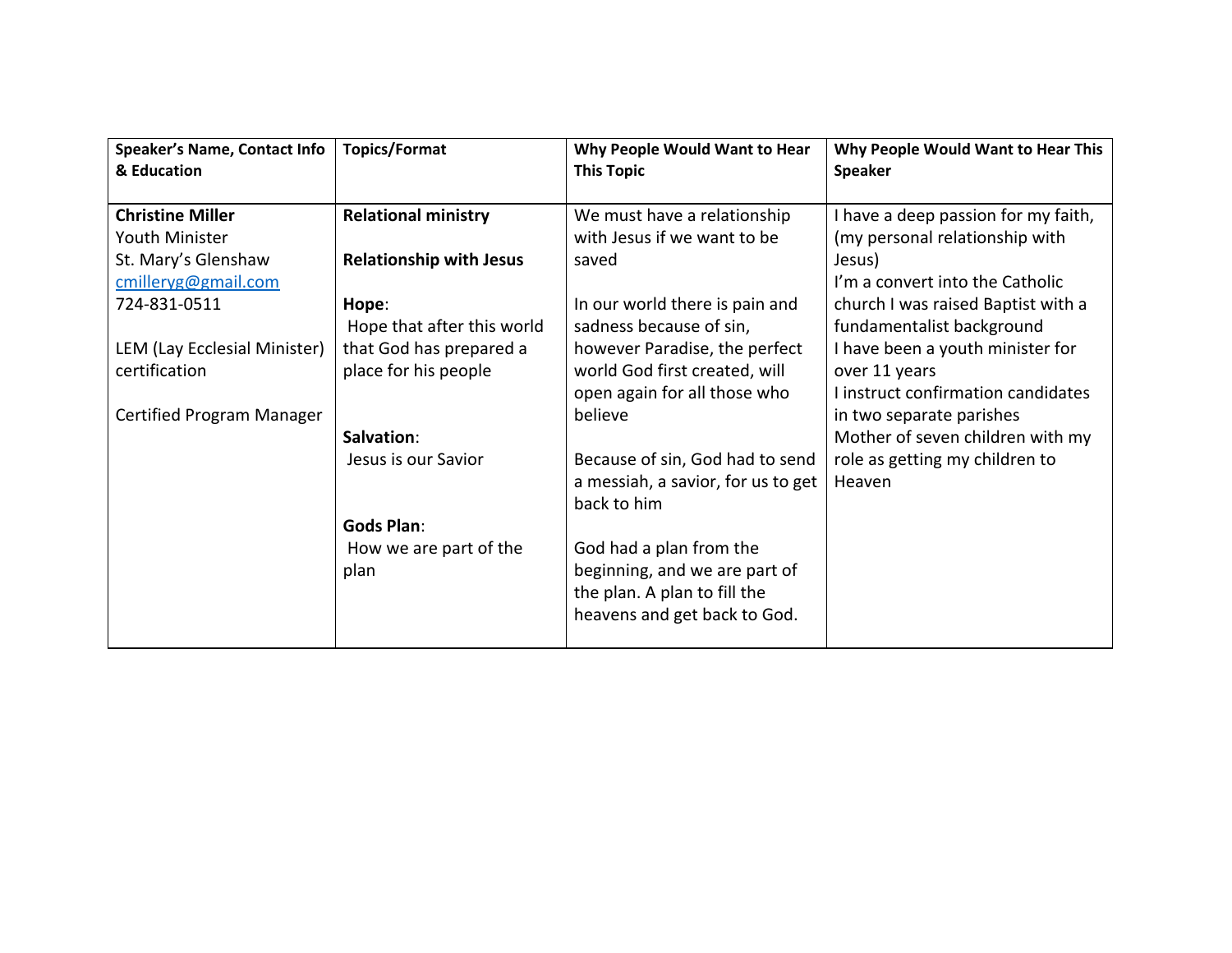| **Speaker's Name, Contact Info & Education** | **Topics/Format** | **Why People Would Want to Hear This Topic** | **Why People Would Want to Hear This Speaker** |
|---|---|---|---|
| **Christine Miller**<br>Youth Minister<br>St. Mary's Glenshaw<br>cmilleryg@gmail.com<br>724-831-0511<br><br>LEM (Lay Ecclesial Minister) certification<br><br>Certified Program Manager | **Relational ministry**<br><br>**Relationship with Jesus**<br><br>**Hope**:<br>Hope that after this world that God has prepared a place for his people<br><br>**Salvation**:<br>Jesus is our Savior<br><br>**Gods Plan**:<br>How we are part of the plan | We must have a relationship with Jesus if we want to be saved<br><br>In our world there is pain and sadness because of sin, however Paradise, the perfect world God first created, will open again for all those who believe<br><br>Because of sin, God had to send a messiah, a savior, for us to get back to him<br><br>God had a plan from the beginning, and we are part of the plan. A plan to fill the heavens and get back to God. | I have a deep passion for my faith, (my personal relationship with Jesus)<br>I'm a convert into the Catholic church I was raised Baptist with a fundamentalist background<br>I have been a youth minister for over 11 years<br>I instruct confirmation candidates in two separate parishes<br>Mother of seven children with my role as getting my children to Heaven |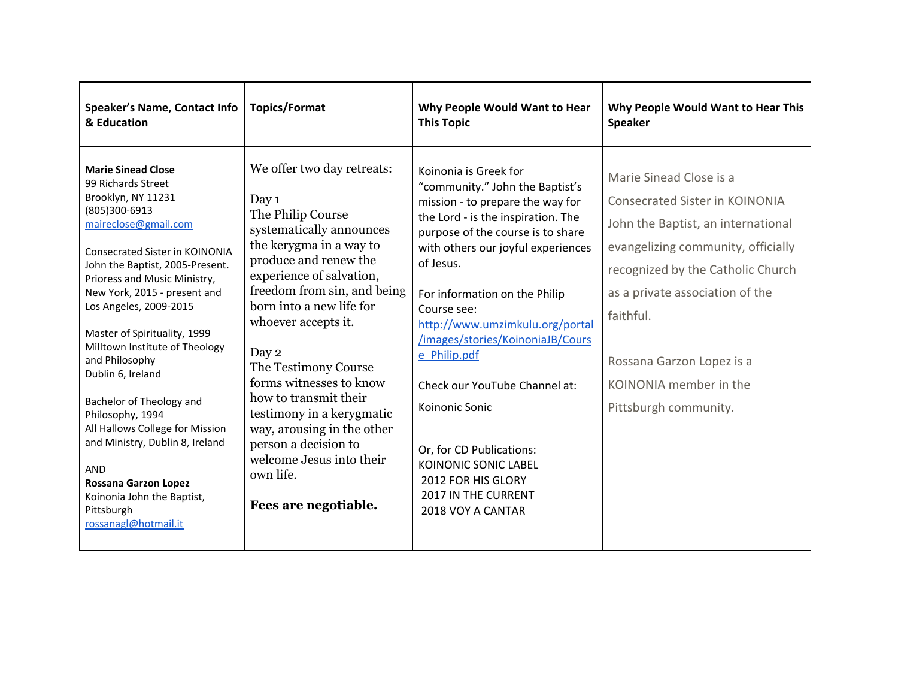| | | | |
|---|---|---|---|
| **Speaker's Name, Contact Info & Education** | **Topics/Format** | **Why People Would Want to Hear This Topic** | **Why People Would Want to Hear This Speaker** |
| **Marie Sinead Close**<br>99 Richards Street<br>Brooklyn, NY 11231<br>(805)300-6913<br>maireclose@gmail.com<br><br>Consecrated Sister in KOINONIA John the Baptist, 2005-Present.<br>Prioress and Music Ministry, New York, 2015 - present and Los Angeles, 2009-2015<br><br>Master of Spirituality, 1999<br>Milltown Institute of Theology and Philosophy<br>Dublin 6, Ireland<br><br>Bachelor of Theology and Philosophy, 1994<br>All Hallows College for Mission and Ministry, Dublin 8, Ireland<br><br>AND<br>**Rossana Garzon Lopez**<br>Koinonia John the Baptist, Pittsburgh<br>rossanagl@hotmail.it | We offer two day retreats:<br><br>Day 1<br>The Philip Course systematically announces the kerygma in a way to produce and renew the experience of salvation, freedom from sin, and being born into a new life for whoever accepts it.<br><br>Day 2<br>The Testimony Course forms witnesses to know how to transmit their testimony in a kerygmatic way, arousing in the other person a decision to welcome Jesus into their own life.<br><br>**Fees are negotiable.** | Koinonia is Greek for "community." John the Baptist's mission - to prepare the way for the Lord - is the inspiration. The purpose of the course is to share with others our joyful experiences of Jesus.<br><br>For information on the Philip Course see:<br>http://www.umzimkulu.org/portal/images/stories/KoinoniaJB/Course_Philip.pdf<br><br>Check our YouTube Channel at:<br>Koinonic Sonic<br><br>Or, for CD Publications:<br>KOINONIC SONIC LABEL<br>2012 FOR HIS GLORY<br>2017 IN THE CURRENT<br>2018 VOY A CANTAR | Marie Sinead Close is a Consecrated Sister in KOINONIA John the Baptist, an international evangelizing community, officially recognized by the Catholic Church as a private association of the faithful.<br><br>Rossana Garzon Lopez is a KOINONIA member in the Pittsburgh community. |